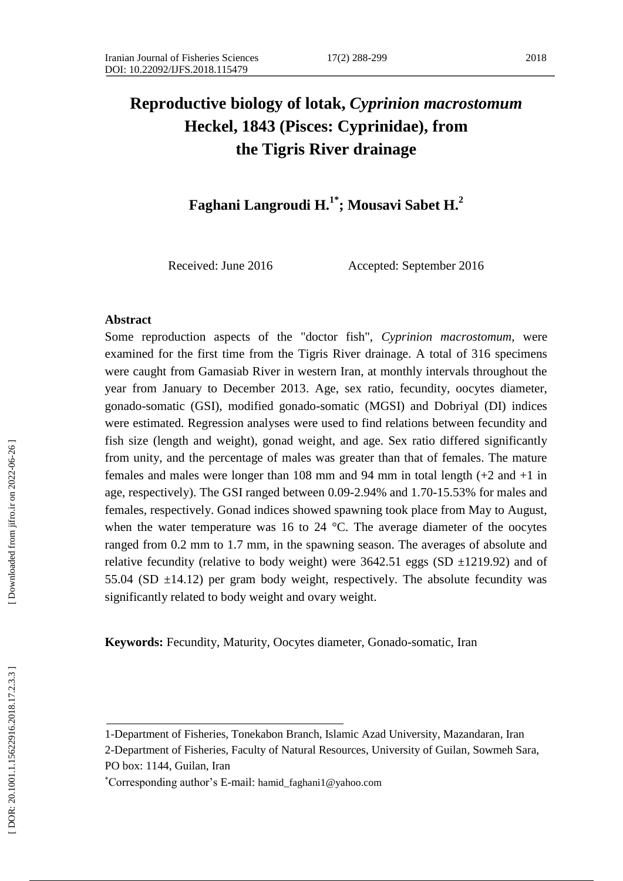# Reproductive biology of lotak, *Cyprinion macrostomum* Heckel, 1843 (Pisces: Cyprinidae), from the Tigris River drainage

**Faghani Langroudi H.[1*]; Mousavi Sabet H.[2]**

Received: June 2016 Accepted: September 2016

## Abstract

Some reproduction aspects of the "doctor fish", *Cyprinion macrostomum*, were examined for the first time from the Tigris River drainage. A total of 316 specimens were caught from Gamasiab River in western Iran, at monthly intervals throughout the year from January to December 2013. Age, sex ratio, fecundity, oocytes diameter, gonado-somatic (GSI), modified gonado-somatic (MGSI) and Dobriyal (DI) indices were estimated. Regression analyses were used to find relations between fecundity and fish size (length and weight), gonad weight, and age. Sex ratio differed significantly from unity, and the percentage of males was greater than that of females. The mature females and males were longer than 108 mm and 94 mm in total length (+2 and +1 in age, respectively). The GSI ranged between 0.09-2.94% and 1.70-15.53% for males and females, respectively. Gonad indices showed spawning took place from May to August, when the water temperature was 16 to 24 °C. The average diameter of the oocytes ranged from 0.2 mm to 1.7 mm, in the spawning season. The averages of absolute and relative fecundity (relative to body weight) were 3642.51 eggs (SD ±1219.92) and of 55.04 (SD ±14.12) per gram body weight, respectively. The absolute fecundity was significantly related to body weight and ovary weight.

**Keywords:** Fecundity, Maturity, Oocytes diameter, Gonado-somatic, Iran

1-Department of Fisheries, Tonekabon Branch, Islamic Azad University, Mazandaran, Iran

2-Department of Fisheries, Faculty of Natural Resources, University of Guilan, Sowmeh Sara, PO box: 1144, Guilan, Iran

*Corresponding author's E-mail: hamid_faghani1@yahoo.com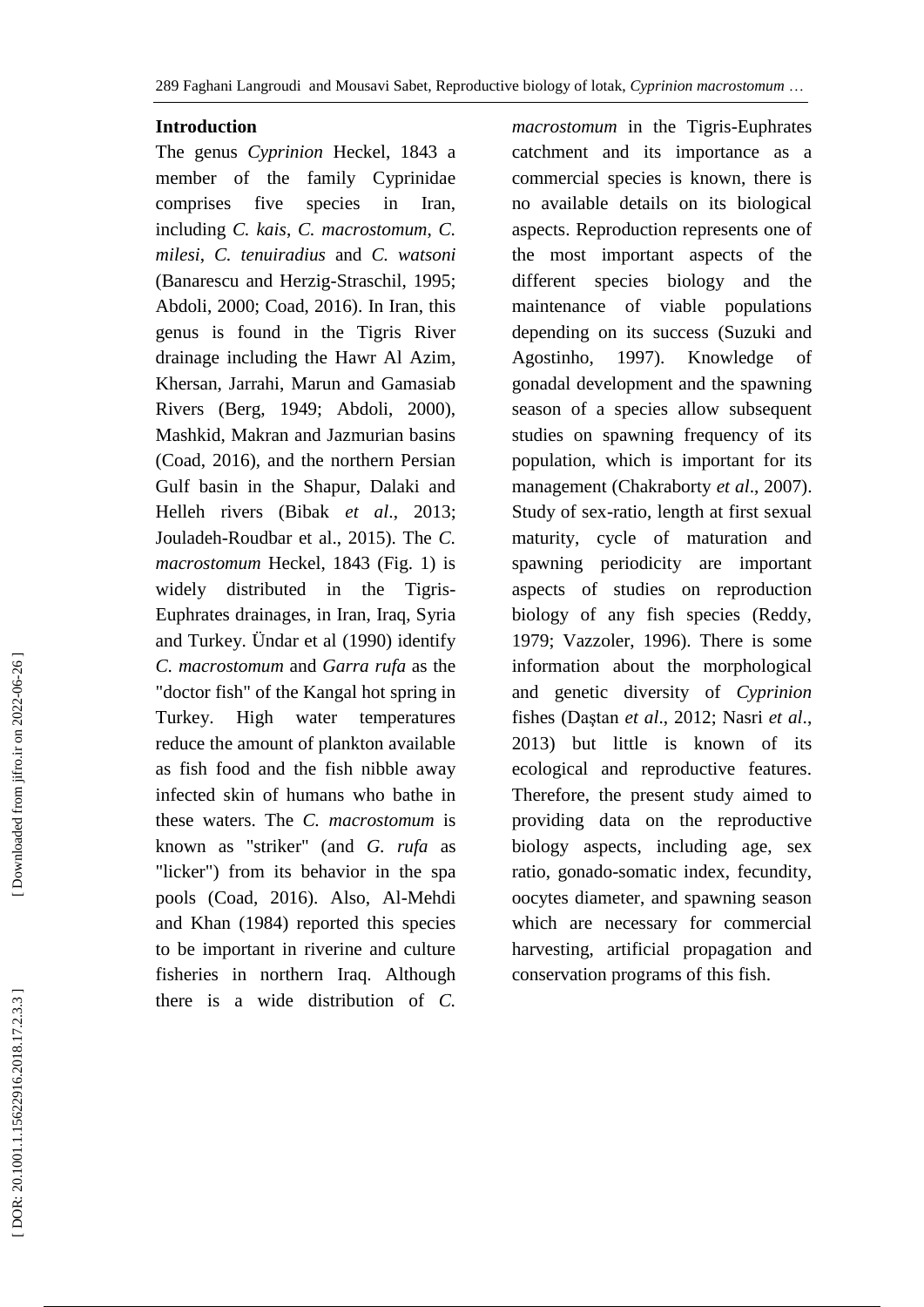## Introduction

The genus *Cyprinion* Heckel, 1843 a member of the family Cyprinidae comprises five species in Iran, including *C. kais*, *C. macrostomum*, *C. milesi*, *C. tenuiradius* and *C. watsoni* (Banarescu and Herzig-Straschil, 1995; Abdoli, 2000; Coad, 2016). In Iran, this genus is found in the Tigris River drainage including the Hawr Al Azim, Khersan, Jarrahi, Marun and Gamasiab Rivers (Berg, 1949; Abdoli, 2000), Mashkid, Makran and Jazmurian basins (Coad, 2016), and the northern Persian Gulf basin in the Shapur, Dalaki and Helleh rivers (Bibak *et al*., 2013; Jouladeh-Roudbar et al., 2015). The *C. macrostomum* Heckel, 1843 (Fig. 1) is widely distributed in the Tigris-Euphrates drainages, in Iran, Iraq, Syria and Turkey. Ündar et al (1990) identify *C. macrostomum* and *Garra rufa* as the "doctor fish" of the Kangal hot spring in Turkey. High water temperatures reduce the amount of plankton available as fish food and the fish nibble away infected skin of humans who bathe in these waters. The *C. macrostomum* is known as "striker" (and *G. rufa* as "licker") from its behavior in the spa pools (Coad, 2016). Also, Al-Mehdi and Khan (1984) reported this species to be important in riverine and culture fisheries in northern Iraq. Although there is a wide distribution of *C. macrostomum* in the Tigris-Euphrates catchment and its importance as a commercial species is known, there is no available details on its biological aspects. Reproduction represents one of the most important aspects of the different species biology and the maintenance of viable populations depending on its success (Suzuki and Agostinho, 1997). Knowledge of gonadal development and the spawning season of a species allow subsequent studies on spawning frequency of its population, which is important for its management (Chakraborty *et al*., 2007). Study of sex-ratio, length at first sexual maturity, cycle of maturation and spawning periodicity are important aspects of studies on reproduction biology of any fish species (Reddy, 1979; Vazzoler, 1996). There is some information about the morphological and genetic diversity of *Cyprinion* fishes (Daştan *et al*., 2012; Nasri *et al*., 2013) but little is known of its ecological and reproductive features. Therefore, the present study aimed to providing data on the reproductive biology aspects, including age, sex ratio, gonado-somatic index, fecundity, oocytes diameter, and spawning season which are necessary for commercial harvesting, artificial propagation and conservation programs of this fish.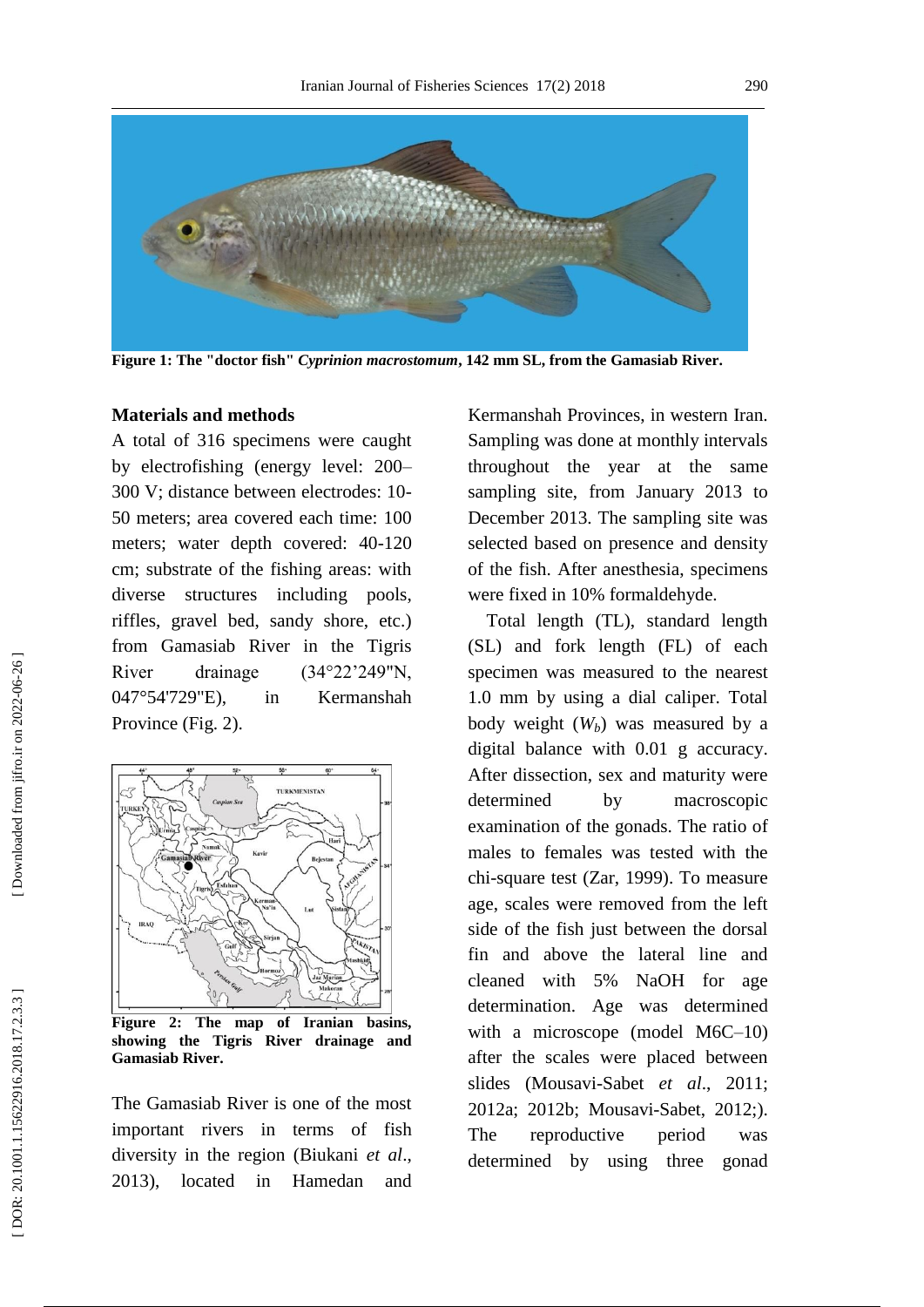**Figure 1: The "doctor fish" *Cyprinion macrostomum*, 142 mm SL, from the Gamasiab River.**

## Materials and methods

A total of 316 specimens were caught by electrofishing (energy level: 200–300 V; distance between electrodes: 10-50 meters; area covered each time: 100 meters; water depth covered: 40-120 cm; substrate of the fishing areas: with diverse structures including pools, riffles, gravel bed, sandy shore, etc.) from Gamasiab River in the Tigris River drainage (34°22'249"N, 047°54'729"E), in Kermanshah Province (Fig. 2).

**Figure 2: The map of Iranian basins, showing the Tigris River drainage and Gamasiab River.**

The Gamasiab River is one of the most important rivers in terms of fish diversity in the region (Biukani *et al*., 2013), located in Hamedan and Kermanshah Provinces, in western Iran. Sampling was done at monthly intervals throughout the year at the same sampling site, from January 2013 to December 2013. The sampling site was selected based on presence and density of the fish. After anesthesia, specimens were fixed in 10% formaldehyde.

Total length (TL), standard length (SL) and fork length (FL) of each specimen was measured to the nearest 1.0 mm by using a dial caliper. Total body weight ($W_b$) was measured by a digital balance with 0.01 g accuracy. After dissection, sex and maturity were determined by macroscopic examination of the gonads. The ratio of males to females was tested with the chi-square test (Zar, 1999). To measure age, scales were removed from the left side of the fish just between the dorsal fin and above the lateral line and cleaned with 5% NaOH for age determination. Age was determined with a microscope (model M6C–10) after the scales were placed between slides (Mousavi-Sabet *et al*., 2011; 2012a; 2012b; Mousavi-Sabet, 2012;). The reproductive period was determined by using three gonad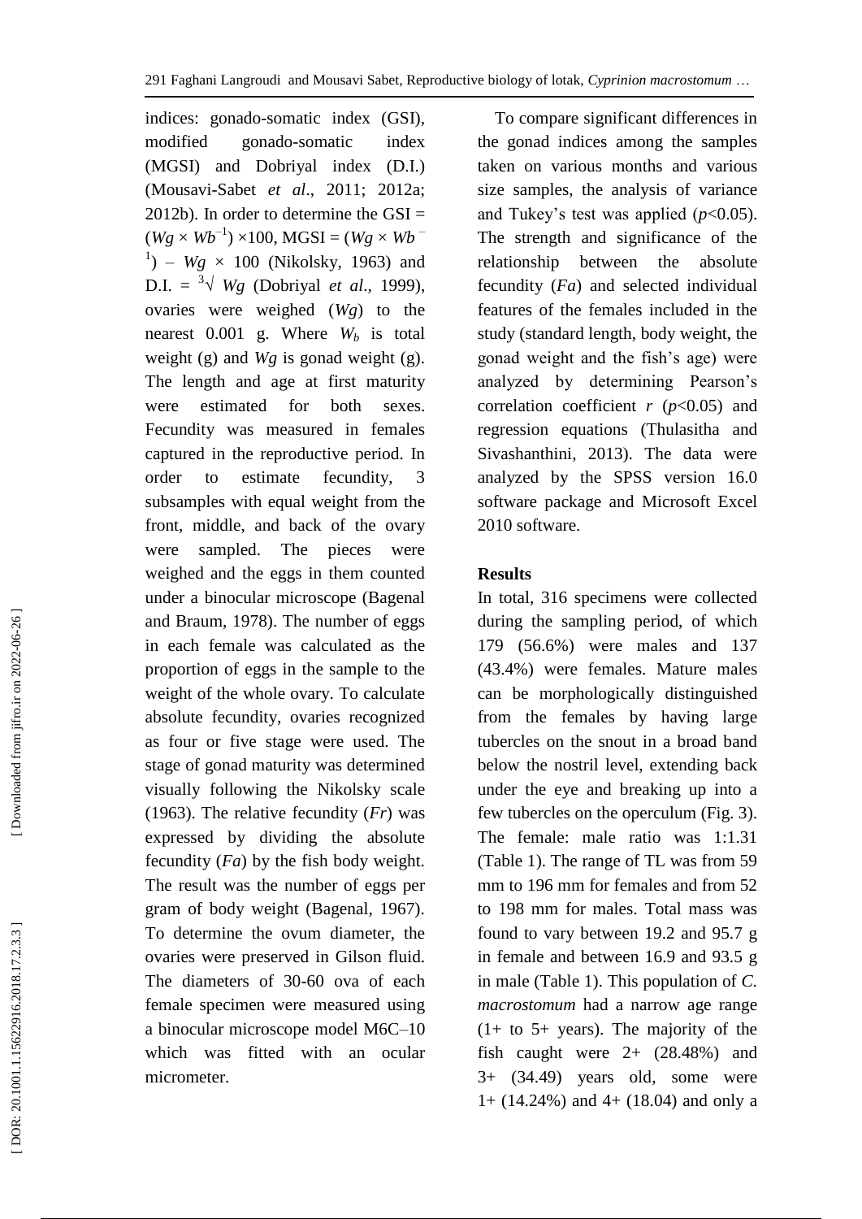indices: gonado-somatic index (GSI), modified gonado-somatic index (MGSI) and Dobriyal index (D.I.) (Mousavi-Sabet *et al*., 2011; 2012a; 2012b). In order to determine the GSI = $(Wg \times Wb^{-1}) \times 100$, MGSI = $(Wg \times Wb^{-1}) - Wg \times 100$ (Nikolsky, 1963) and D.I. = $\sqrt[3]{Wg}$ (Dobriyal *et al*., 1999), ovaries were weighed ($Wg$) to the nearest 0.001 g. Where $W_b$ is total weight (g) and $Wg$ is gonad weight (g). The length and age at first maturity were estimated for both sexes. Fecundity was measured in females captured in the reproductive period. In order to estimate fecundity, 3 subsamples with equal weight from the front, middle, and back of the ovary were sampled. The pieces were weighed and the eggs in them counted under a binocular microscope (Bagenal and Braum, 1978). The number of eggs in each female was calculated as the proportion of eggs in the sample to the weight of the whole ovary. To calculate absolute fecundity, ovaries recognized as four or five stage were used. The stage of gonad maturity was determined visually following the Nikolsky scale (1963). The relative fecundity ($Fr$) was expressed by dividing the absolute fecundity ($Fa$) by the fish body weight. The result was the number of eggs per gram of body weight (Bagenal, 1967). To determine the ovum diameter, the ovaries were preserved in Gilson fluid. The diameters of 30-60 ova of each female specimen were measured using a binocular microscope model M6C–10 which was fitted with an ocular micrometer.

To compare significant differences in the gonad indices among the samples taken on various months and various size samples, the analysis of variance and Tukey's test was applied ($p<0.05$). The strength and significance of the relationship between the absolute fecundity ($Fa$) and selected individual features of the females included in the study (standard length, body weight, the gonad weight and the fish's age) were analyzed by determining Pearson's correlation coefficient $r$ ($p<0.05$) and regression equations (Thulasitha and Sivashanthini, 2013). The data were analyzed by the SPSS version 16.0 software package and Microsoft Excel 2010 software.

## Results

In total, 316 specimens were collected during the sampling period, of which 179 (56.6%) were males and 137 (43.4%) were females. Mature males can be morphologically distinguished from the females by having large tubercles on the snout in a broad band below the nostril level, extending back under the eye and breaking up into a few tubercles on the operculum (Fig. 3). The female: male ratio was 1:1.31 (Table 1). The range of TL was from 59 mm to 196 mm for females and from 52 to 198 mm for males. Total mass was found to vary between 19.2 and 95.7 g in female and between 16.9 and 93.5 g in male (Table 1). This population of *C. macrostomum* had a narrow age range (1+ to 5+ years). The majority of the fish caught were 2+ (28.48%) and 3+ (34.49) years old, some were 1+ (14.24%) and 4+ (18.04) and only a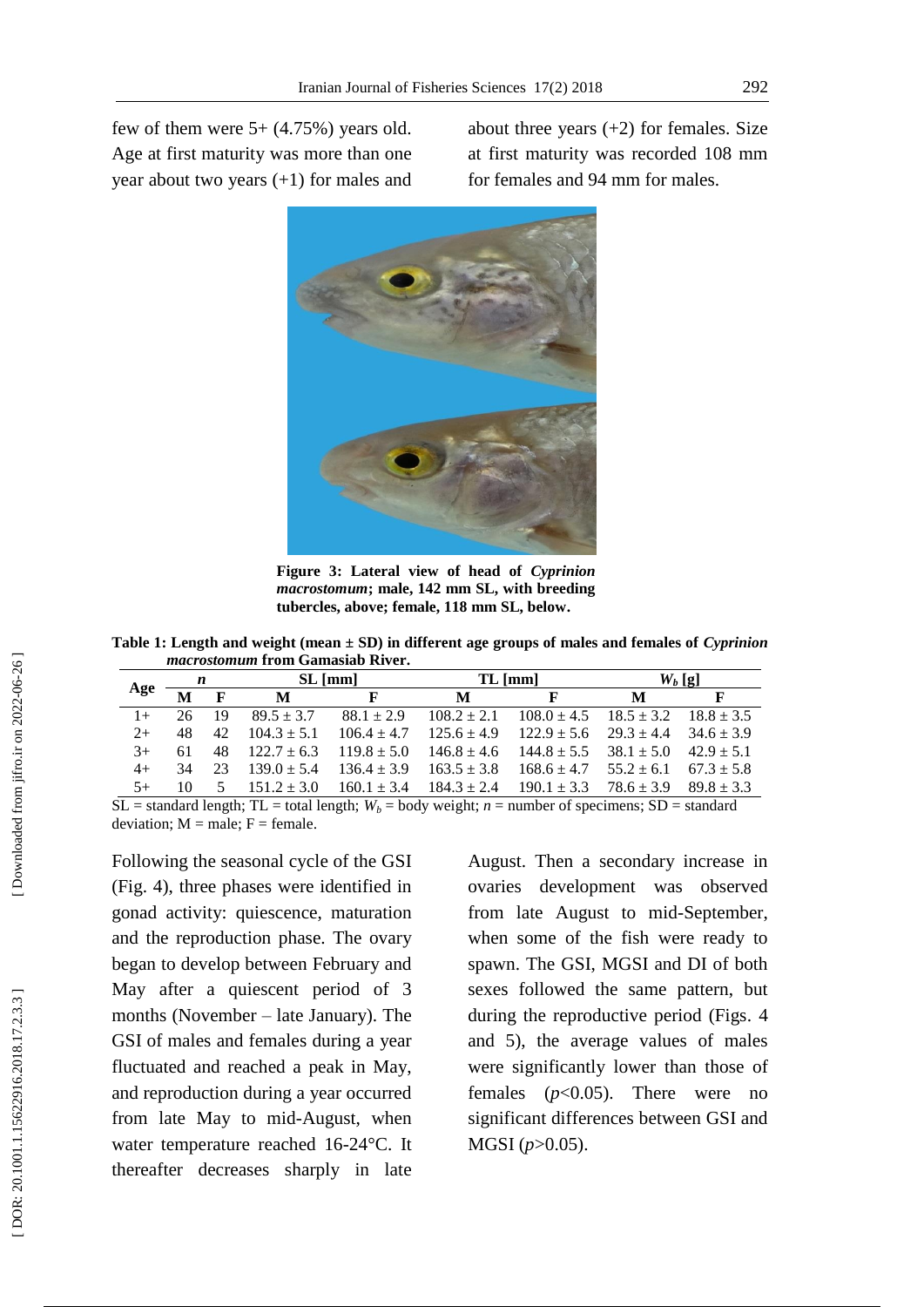few of them were 5+ (4.75%) years old. Age at first maturity was more than one year about two years (+1) for males and about three years (+2) for females. Size at first maturity was recorded 108 mm for females and 94 mm for males.

**Figure 3: Lateral view of head of *Cyprinion macrostomum*; male, 142 mm SL, with breeding tubercles, above; female, 118 mm SL, below.**

**Table 1: Length and weight (mean ± SD) in different age groups of males and females of *Cyprinion macrostomum* from Gamasiab River.**

| Age | *n* | | SL [mm] | | TL [mm] | | $W_b$ [g] | |
|---|---|---|---|---|---|---|---|---|
| | M | F | M | F | M | F | M | F |
| 1+ | 26 | 19 | 89.5 ± 3.7 | 88.1 ± 2.9 | 108.2 ± 2.1 | 108.0 ± 4.5 | 18.5 ± 3.2 | 18.8 ± 3.5 |
| 2+ | 48 | 42 | 104.3 ± 5.1 | 106.4 ± 4.7 | 125.6 ± 4.9 | 122.9 ± 5.6 | 29.3 ± 4.4 | 34.6 ± 3.9 |
| 3+ | 61 | 48 | 122.7 ± 6.3 | 119.8 ± 5.0 | 146.8 ± 4.6 | 144.8 ± 5.5 | 38.1 ± 5.0 | 42.9 ± 5.1 |
| 4+ | 34 | 23 | 139.0 ± 5.4 | 136.4 ± 3.9 | 163.5 ± 3.8 | 168.6 ± 4.7 | 55.2 ± 6.1 | 67.3 ± 5.8 |
| 5+ | 10 | 5 | 151.2 ± 3.0 | 160.1 ± 3.4 | 184.3 ± 2.4 | 190.1 ± 3.3 | 78.6 ± 3.9 | 89.8 ± 3.3 |

SL = standard length; TL = total length; $W_b$ = body weight; *n* = number of specimens; SD = standard deviation; M = male; F = female.

Following the seasonal cycle of the GSI (Fig. 4), three phases were identified in gonad activity: quiescence, maturation and the reproduction phase. The ovary began to develop between February and May after a quiescent period of 3 months (November – late January). The GSI of males and females during a year fluctuated and reached a peak in May, and reproduction during a year occurred from late May to mid-August, when water temperature reached 16-24°C. It thereafter decreases sharply in late August. Then a secondary increase in ovaries development was observed from late August to mid-September, when some of the fish were ready to spawn. The GSI, MGSI and DI of both sexes followed the same pattern, but during the reproductive period (Figs. 4 and 5), the average values of males were significantly lower than those of females ($p<0.05$). There were no significant differences between GSI and MGSI ($p>0.05$).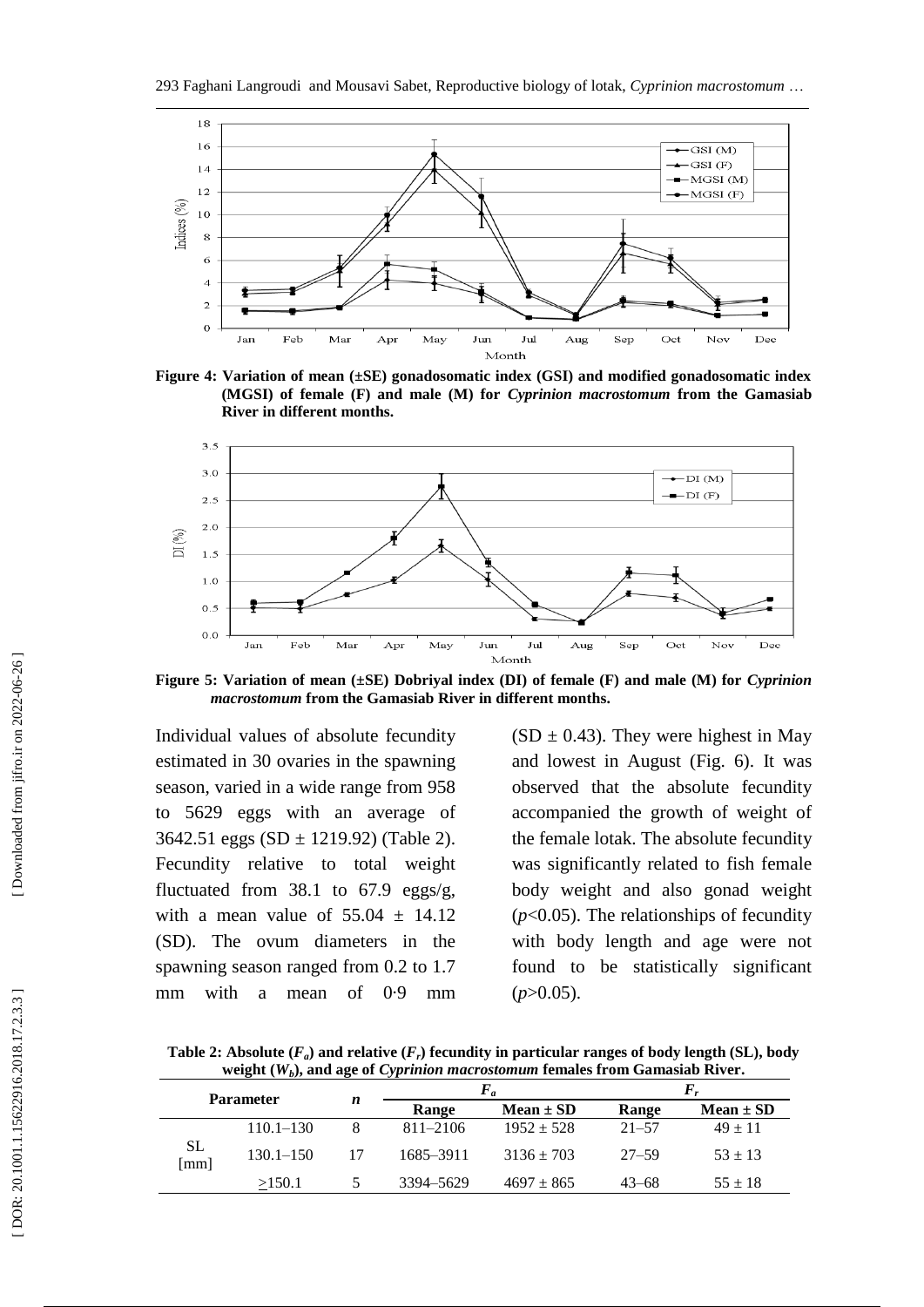Figure 4: Variation of mean (±SE) gonadosomatic index (GSI) and modified gonadosomatic index (MGSI) of female (F) and male (M) for *Cyprinion macrostomum* from the Gamasiab River in different months.

Figure 5: Variation of mean (±SE) Dobriyal index (DI) of female (F) and male (M) for *Cyprinion macrostomum* from the Gamasiab River in different months.

Individual values of absolute fecundity estimated in 30 ovaries in the spawning season, varied in a wide range from 958 to 5629 eggs with an average of 3642.51 eggs (SD ± 1219.92) (Table 2). Fecundity relative to total weight fluctuated from 38.1 to 67.9 eggs/g, with a mean value of 55.04 ± 14.12 (SD). The ovum diameters in the spawning season ranged from 0.2 to 1.7 mm with a mean of 0·9 mm (SD ± 0.43). They were highest in May and lowest in August (Fig. 6). It was observed that the absolute fecundity accompanied the growth of weight of the female lotak. The absolute fecundity was significantly related to fish female body weight and also gonad weight ($p$<0.05). The relationships of fecundity with body length and age were not found to be statistically significant ($p$>0.05).

**Table 2: Absolute ($F_a$) and relative ($F_r$) fecundity in particular ranges of body length (SL), body weight ($W_b$), and age of *Cyprinion macrostomum* females from Gamasiab River.**

| Parameter | | *n* | $F_a$ | | $F_r$ | |
|---|---|---|---|---|---|---|
| | | | Range | Mean ± SD | Range | Mean ± SD |
| SL [mm] | 110.1–130 | 8 | 811–2106 | 1952 ± 528 | 21–57 | 49 ± 11 |
| | 130.1–150 | 17 | 1685–3911 | 3136 ± 703 | 27–59 | 53 ± 13 |
| | >150.1 | 5 | 3394–5629 | 4697 ± 865 | 43–68 | 55 ± 18 |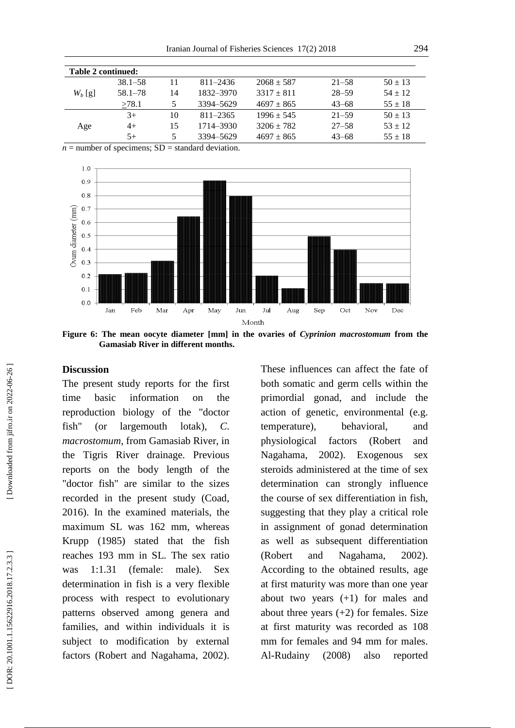**Table 2 continued:**

| | | | | | | |
|---|---|---|---|---|---|---|
| $W_b$ [g] | 38.1–58 | 11 | 811–2436 | 2068 ± 587 | 21–58 | 50 ± 13 |
| | 58.1–78 | 14 | 1832–3970 | 3317 ± 811 | 28–59 | 54 ± 12 |
| | ≥78.1 | 5 | 3394–5629 | 4697 ± 865 | 43–68 | 55 ± 18 |
| Age | 3+ | 10 | 811–2365 | 1996 ± 545 | 21–59 | 50 ± 13 |
| | 4+ | 15 | 1714–3930 | 3206 ± 782 | 27–58 | 53 ± 12 |
| | 5+ | 5 | 3394–5629 | 4697 ± 865 | 43–68 | 55 ± 18 |

$n$ = number of specimens; SD = standard deviation.

**Figure 6: The mean oocyte diameter [mm] in the ovaries of *Cyprinion macrostomum* from the Gamasiab River in different months.**

## Discussion

The present study reports for the first time basic information on the reproduction biology of the "doctor fish" (or largemouth lotak), *C. macrostomum*, from Gamasiab River, in the Tigris River drainage. Previous reports on the body length of the "doctor fish" are similar to the sizes recorded in the present study (Coad, 2016). In the examined materials, the maximum SL was 162 mm, whereas Krupp (1985) stated that the fish reaches 193 mm in SL. The sex ratio was 1:1.31 (female: male). Sex determination in fish is a very flexible process with respect to evolutionary patterns observed among genera and families, and within individuals it is subject to modification by external factors (Robert and Nagahama, 2002). These influences can affect the fate of both somatic and germ cells within the primordial gonad, and include the action of genetic, environmental (e.g. temperature), behavioral, and physiological factors (Robert and Nagahama, 2002). Exogenous sex steroids administered at the time of sex determination can strongly influence the course of sex differentiation in fish, suggesting that they play a critical role in assignment of gonad determination as well as subsequent differentiation (Robert and Nagahama, 2002). According to the obtained results, age at first maturity was more than one year about two years (+1) for males and about three years (+2) for females. Size at first maturity was recorded as 108 mm for females and 94 mm for males. Al-Rudainy (2008) also reported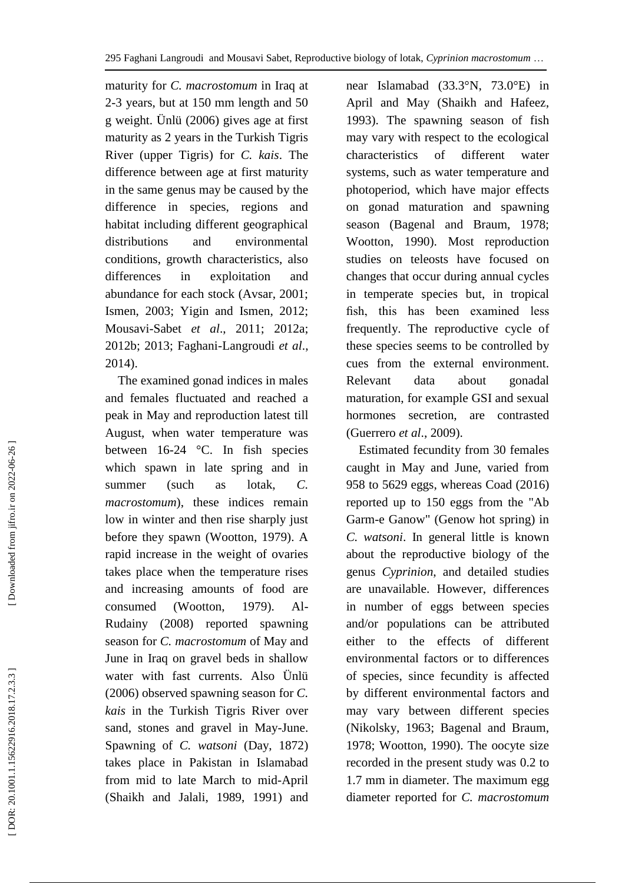maturity for *C. macrostomum* in Iraq at 2-3 years, but at 150 mm length and 50 g weight. Ünlü (2006) gives age at first maturity as 2 years in the Turkish Tigris River (upper Tigris) for *C. kais*. The difference between age at first maturity in the same genus may be caused by the difference in species, regions and habitat including different geographical distributions and environmental conditions, growth characteristics, also differences in exploitation and abundance for each stock (Avsar, 2001; Ismen, 2003; Yigin and Ismen, 2012; Mousavi-Sabet *et al*., 2011; 2012a; 2012b; 2013; Faghani-Langroudi *et al*., 2014).

The examined gonad indices in males and females fluctuated and reached a peak in May and reproduction latest till August, when water temperature was between 16-24 °C. In fish species which spawn in late spring and in summer (such as lotak, *C. macrostomum*), these indices remain low in winter and then rise sharply just before they spawn (Wootton, 1979). A rapid increase in the weight of ovaries takes place when the temperature rises and increasing amounts of food are consumed (Wootton, 1979). Al-Rudainy (2008) reported spawning season for *C. macrostomum* of May and June in Iraq on gravel beds in shallow water with fast currents. Also Ünlü (2006) observed spawning season for *C. kais* in the Turkish Tigris River over sand, stones and gravel in May-June. Spawning of *C. watsoni* (Day, 1872) takes place in Pakistan in Islamabad from mid to late March to mid-April (Shaikh and Jalali, 1989, 1991) and near Islamabad (33.3°N, 73.0°E) in April and May (Shaikh and Hafeez, 1993). The spawning season of fish may vary with respect to the ecological characteristics of different water systems, such as water temperature and photoperiod, which have major effects on gonad maturation and spawning season (Bagenal and Braum, 1978; Wootton, 1990). Most reproduction studies on teleosts have focused on changes that occur during annual cycles in temperate species but, in tropical fish, this has been examined less frequently. The reproductive cycle of these species seems to be controlled by cues from the external environment. Relevant data about gonadal maturation, for example GSI and sexual hormones secretion, are contrasted (Guerrero *et al*., 2009).

Estimated fecundity from 30 females caught in May and June, varied from 958 to 5629 eggs, whereas Coad (2016) reported up to 150 eggs from the "Ab Garm-e Ganow" (Genow hot spring) in *C. watsoni*. In general little is known about the reproductive biology of the genus *Cyprinion*, and detailed studies are unavailable. However, differences in number of eggs between species and/or populations can be attributed either to the effects of different environmental factors or to differences of species, since fecundity is affected by different environmental factors and may vary between different species (Nikolsky, 1963; Bagenal and Braum, 1978; Wootton, 1990). The oocyte size recorded in the present study was 0.2 to 1.7 mm in diameter. The maximum egg diameter reported for *C. macrostomum*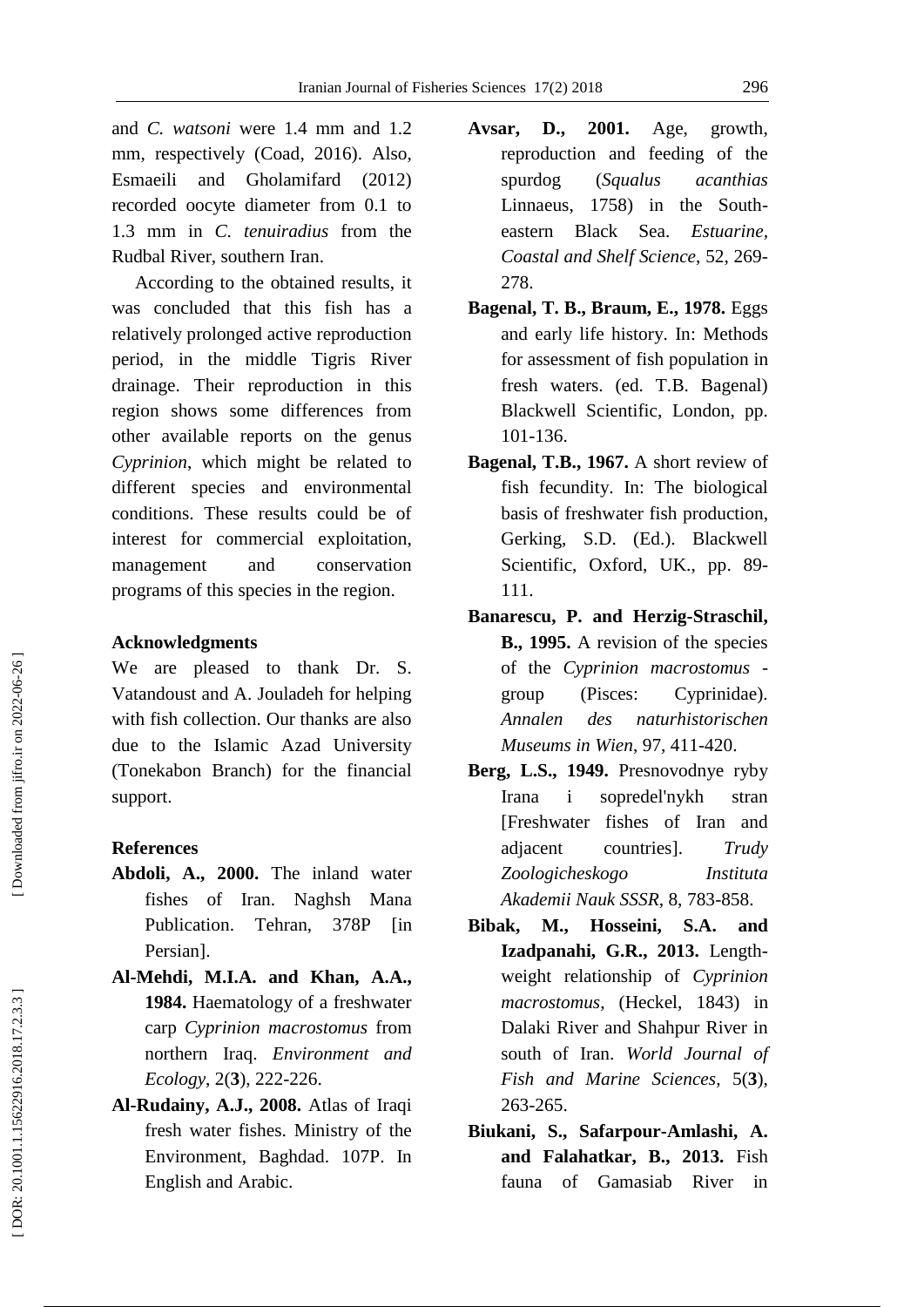and *C. watsoni* were 1.4 mm and 1.2 mm, respectively (Coad, 2016). Also, Esmaeili and Gholamifard (2012) recorded oocyte diameter from 0.1 to 1.3 mm in *C. tenuiradius* from the Rudbal River, southern Iran.

According to the obtained results, it was concluded that this fish has a relatively prolonged active reproduction period, in the middle Tigris River drainage. Their reproduction in this region shows some differences from other available reports on the genus *Cyprinion*, which might be related to different species and environmental conditions. These results could be of interest for commercial exploitation, management and conservation programs of this species in the region.

## Acknowledgments

We are pleased to thank Dr. S. Vatandoust and A. Jouladeh for helping with fish collection. Our thanks are also due to the Islamic Azad University (Tonekabon Branch) for the financial support.

## References

**Abdoli, A., 2000.** The inland water fishes of Iran. Naghsh Mana Publication. Tehran, 378P [in Persian].

**Al-Mehdi, M.I.A. and Khan, A.A., 1984.** Haematology of a freshwater carp *Cyprinion macrostomus* from northern Iraq. *Environment and Ecology*, 2(**3**), 222-226.

**Al-Rudainy, A.J., 2008.** Atlas of Iraqi fresh water fishes. Ministry of the Environment, Baghdad. 107P. In English and Arabic.

**Avsar, D., 2001.** Age, growth, reproduction and feeding of the spurdog (*Squalus acanthias* Linnaeus, 1758) in the South-eastern Black Sea. *Estuarine, Coastal and Shelf Science*, 52, 269-278.

**Bagenal, T. B., Braum, E., 1978.** Eggs and early life history. In: Methods for assessment of fish population in fresh waters. (ed. T.B. Bagenal) Blackwell Scientific, London, pp. 101-136.

**Bagenal, T.B., 1967.** A short review of fish fecundity. In: The biological basis of freshwater fish production, Gerking, S.D. (Ed.). Blackwell Scientific, Oxford, UK., pp. 89-111.

**Banarescu, P. and Herzig-Straschil, B., 1995.** A revision of the species of the *Cyprinion macrostomus* - group (Pisces: Cyprinidae). *Annalen des naturhistorischen Museums in Wien*, 97, 411-420.

**Berg, L.S., 1949.** Presnovodnye ryby Irana i sopredel'nykh stran [Freshwater fishes of Iran and adjacent countries]. *Trudy Zoologicheskogo Instituta Akademii Nauk SSSR*, 8, 783-858.

**Bibak, M., Hosseini, S.A. and Izadpanahi, G.R., 2013.** Length-weight relationship of *Cyprinion macrostomus*, (Heckel, 1843) in Dalaki River and Shahpur River in south of Iran. *World Journal of Fish and Marine Sciences*, 5(**3**), 263-265.

**Biukani, S., Safarpour-Amlashi, A. and Falahatkar, B., 2013.** Fish fauna of Gamasiab River in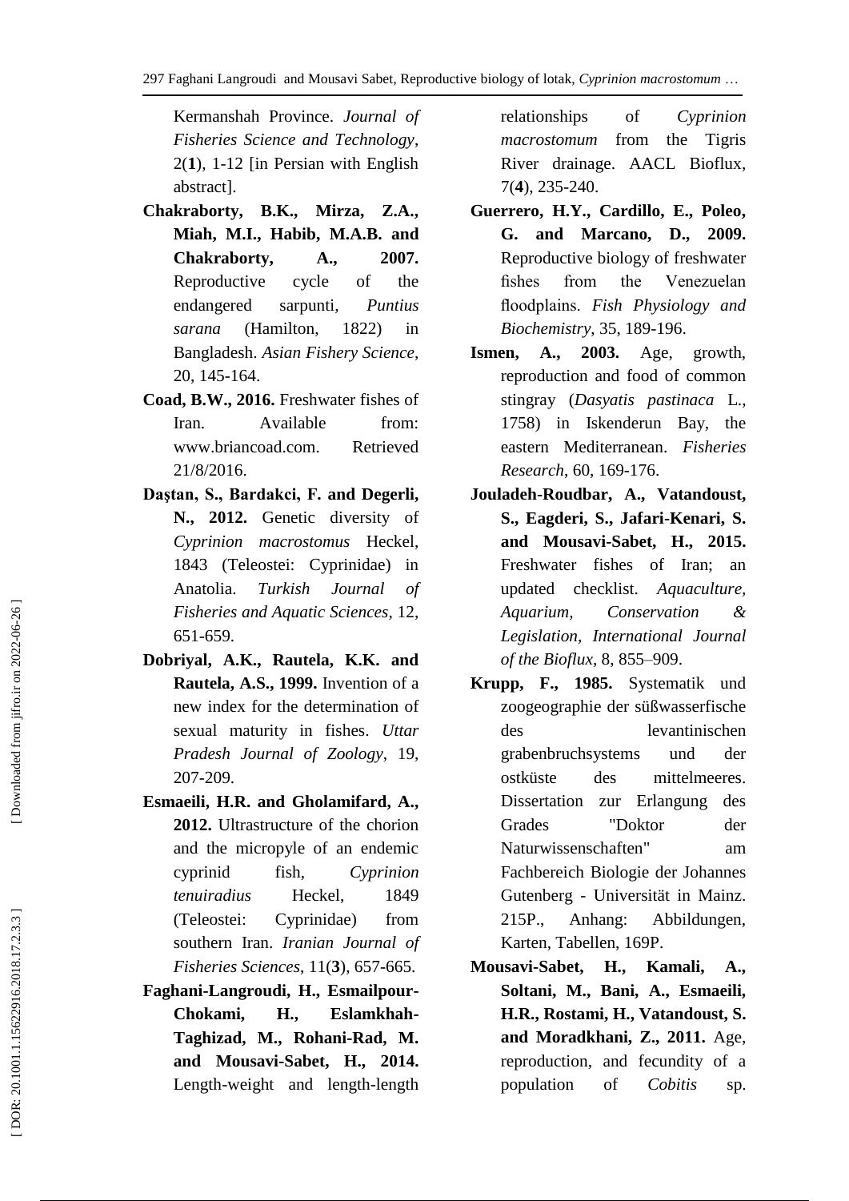Kermanshah Province. *Journal of Fisheries Science and Technology*, 2(**1**), 1-12 [in Persian with English abstract].

**Chakraborty, B.K., Mirza, Z.A., Miah, M.I., Habib, M.A.B. and Chakraborty, A., 2007.** Reproductive cycle of the endangered sarpunti, *Puntius sarana* (Hamilton, 1822) in Bangladesh. *Asian Fishery Science*, 20, 145-164.

**Coad, B.W., 2016.** Freshwater fishes of Iran. Available from: www.briancoad.com. Retrieved 21/8/2016.

**Daştan, S., Bardakci, F. and Degerli, N., 2012.** Genetic diversity of *Cyprinion macrostomus* Heckel, 1843 (Teleostei: Cyprinidae) in Anatolia. *Turkish Journal of Fisheries and Aquatic Sciences*, 12, 651-659.

**Dobriyal, A.K., Rautela, K.K. and Rautela, A.S., 1999.** Invention of a new index for the determination of sexual maturity in fishes. *Uttar Pradesh Journal of Zoology*, 19, 207-209.

**Esmaeili, H.R. and Gholamifard, A., 2012.** Ultrastructure of the chorion and the micropyle of an endemic cyprinid fish, *Cyprinion tenuiradius* Heckel, 1849 (Teleostei: Cyprinidae) from southern Iran. *Iranian Journal of Fisheries Sciences*, 11(**3**), 657-665.

**Faghani-Langroudi, H., Esmailpour-Chokami, H., Eslamkhah-Taghizad, M., Rohani-Rad, M. and Mousavi-Sabet, H., 2014.** Length-weight and length-length relationships of *Cyprinion macrostomum* from the Tigris River drainage. AACL Bioflux, 7(**4**), 235-240.

**Guerrero, H.Y., Cardillo, E., Poleo, G. and Marcano, D., 2009.** Reproductive biology of freshwater fishes from the Venezuelan floodplains. *Fish Physiology and Biochemistry*, 35, 189-196.

**Ismen, A., 2003.** Age, growth, reproduction and food of common stingray (*Dasyatis pastinaca* L., 1758) in Iskenderun Bay, the eastern Mediterranean. *Fisheries Research*, 60, 169-176.

**Jouladeh-Roudbar, A., Vatandoust, S., Eagderi, S., Jafari-Kenari, S. and Mousavi-Sabet, H., 2015.** Freshwater fishes of Iran; an updated checklist. *Aquaculture, Aquarium, Conservation & Legislation, International Journal of the Bioflux*, 8, 855–909.

**Krupp, F., 1985.** Systematik und zoogeographie der süßwasserfische des levantinischen grabenbruchsystems und der ostküste des mittelmeeres. Dissertation zur Erlangung des Grades "Doktor der Naturwissenschaften" am Fachbereich Biologie der Johannes Gutenberg - Universität in Mainz. 215P., Anhang: Abbildungen, Karten, Tabellen, 169P.

**Mousavi-Sabet, H., Kamali, A., Soltani, M., Bani, A., Esmaeili, H.R., Rostami, H., Vatandoust, S. and Moradkhani, Z., 2011.** Age, reproduction, and fecundity of a population of *Cobitis* sp.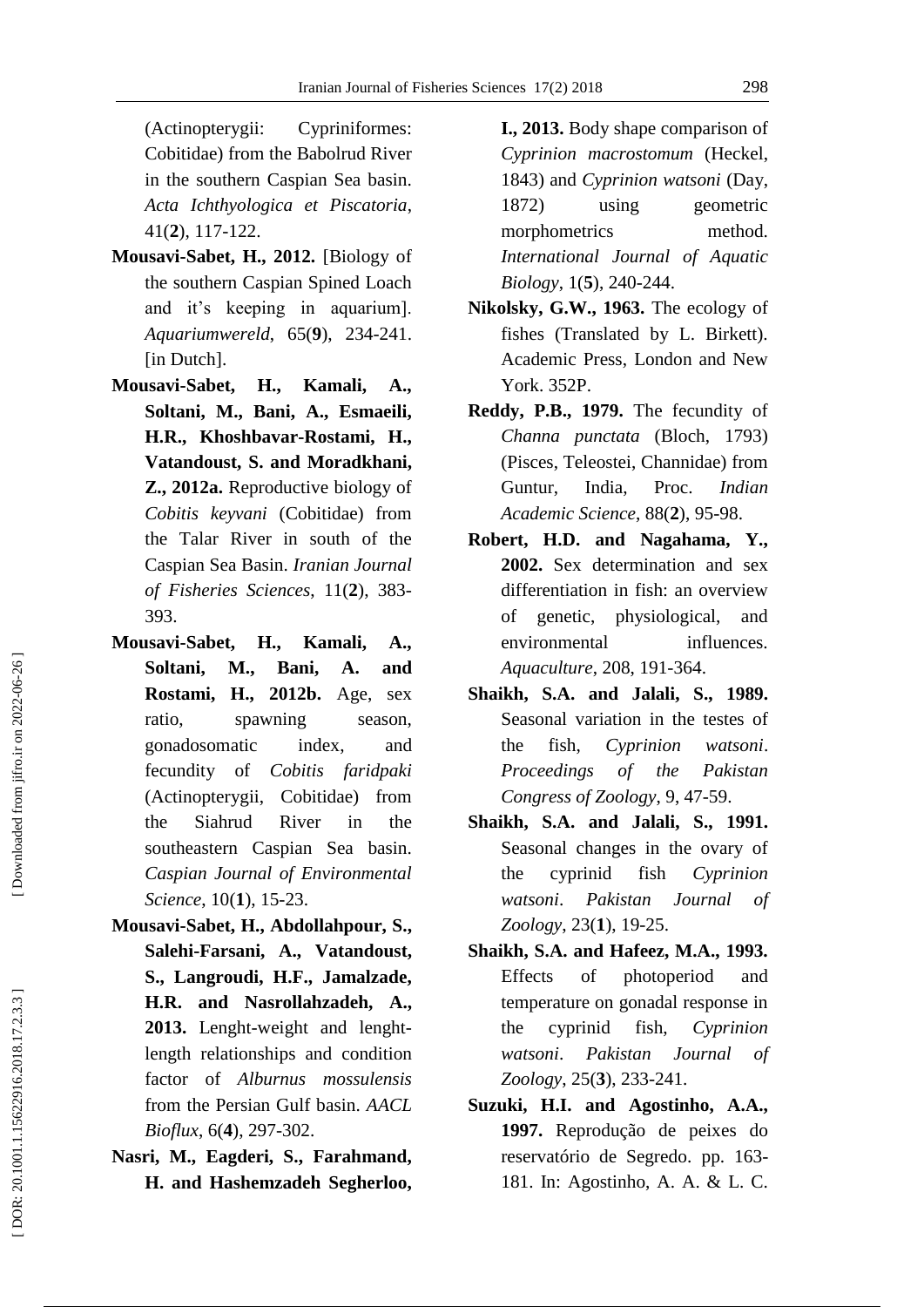(Actinopterygii: Cypriniformes: Cobitidae) from the Babolrud River in the southern Caspian Sea basin. *Acta Ichthyologica et Piscatoria*, 41(**2**), 117-122.

**Mousavi-Sabet, H., 2012.** [Biology of the southern Caspian Spined Loach and it's keeping in aquarium]. *Aquariumwereld*, 65(**9**), 234-241. [in Dutch].

**Mousavi-Sabet, H., Kamali, A., Soltani, M., Bani, A., Esmaeili, H.R., Khoshbavar-Rostami, H., Vatandoust, S. and Moradkhani, Z., 2012a.** Reproductive biology of *Cobitis keyvani* (Cobitidae) from the Talar River in south of the Caspian Sea Basin. *Iranian Journal of Fisheries Sciences*, 11(**2**), 383-393.

**Mousavi-Sabet, H., Kamali, A., Soltani, M., Bani, A. and Rostami, H., 2012b.** Age, sex ratio, spawning season, gonadosomatic index, and fecundity of *Cobitis faridpaki* (Actinopterygii, Cobitidae) from the Siahrud River in the southeastern Caspian Sea basin. *Caspian Journal of Environmental Science*, 10(**1**), 15-23.

**Mousavi-Sabet, H., Abdollahpour, S., Salehi-Farsani, A., Vatandoust, S., Langroudi, H.F., Jamalzade, H.R. and Nasrollahzadeh, A., 2013.** Lenght-weight and lenght-length relationships and condition factor of *Alburnus mossulensis* from the Persian Gulf basin. *AACL Bioflux*, 6(**4**), 297-302.

**Nasri, M., Eagderi, S., Farahmand, H. and Hashemzadeh Segherloo, I., 2013.** Body shape comparison of *Cyprinion macrostomum* (Heckel, 1843) and *Cyprinion watsoni* (Day, 1872) using geometric morphometrics method. *International Journal of Aquatic Biology*, 1(**5**), 240-244.

**Nikolsky, G.W., 1963.** The ecology of fishes (Translated by L. Birkett). Academic Press, London and New York. 352P.

**Reddy, P.B., 1979.** The fecundity of *Channa punctata* (Bloch, 1793) (Pisces, Teleostei, Channidae) from Guntur, India, Proc. *Indian Academic Science*, 88(**2**), 95-98.

**Robert, H.D. and Nagahama, Y., 2002.** Sex determination and sex differentiation in fish: an overview of genetic, physiological, and environmental influences. *Aquaculture*, 208, 191-364.

**Shaikh, S.A. and Jalali, S., 1989.** Seasonal variation in the testes of the fish, *Cyprinion watsoni*. *Proceedings of the Pakistan Congress of Zoology*, 9, 47-59.

**Shaikh, S.A. and Jalali, S., 1991.** Seasonal changes in the ovary of the cyprinid fish *Cyprinion watsoni*. *Pakistan Journal of Zoology*, 23(**1**), 19-25.

**Shaikh, S.A. and Hafeez, M.A., 1993.** Effects of photoperiod and temperature on gonadal response in the cyprinid fish, *Cyprinion watsoni*. *Pakistan Journal of Zoology*, 25(**3**), 233-241.

**Suzuki, H.I. and Agostinho, A.A., 1997.** Reprodução de peixes do reservatório de Segredo. pp. 163-181. In: Agostinho, A. A. & L. C.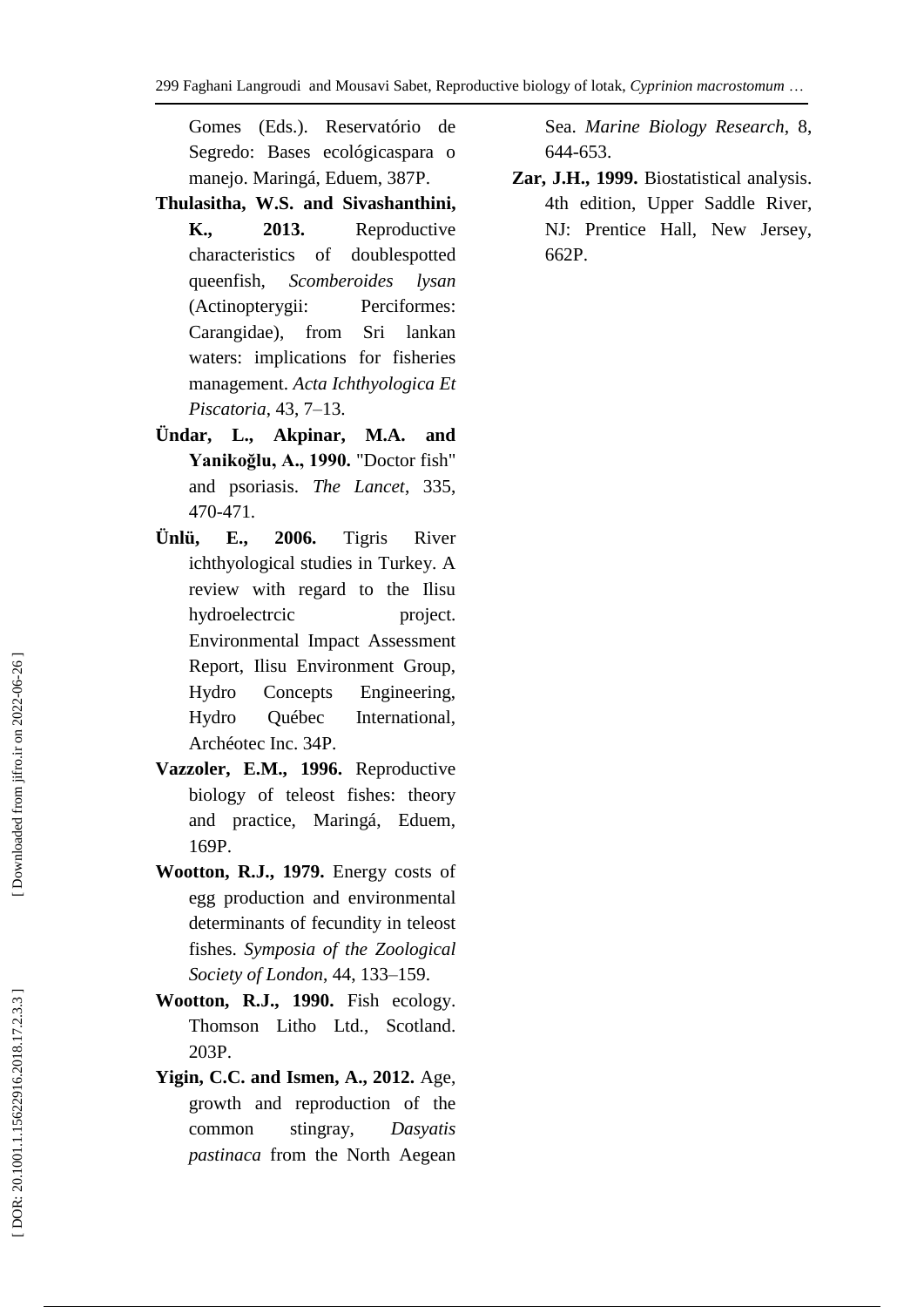Gomes (Eds.). Reservatório de Segredo: Bases ecológicaspara o manejo. Maringá, Eduem, 387P.

**Thulasitha, W.S. and Sivashanthini, K., 2013.** Reproductive characteristics of doublespotted queenfish, *Scomberoides lysan* (Actinopterygii: Perciformes: Carangidae), from Sri lankan waters: implications for fisheries management. *Acta Ichthyologica Et Piscatoria*, 43, 7–13.

**Ündar, L., Akpinar, M.A. and Yanikoğlu, A., 1990.** "Doctor fish" and psoriasis. *The Lancet*, 335, 470-471.

**Ünlü, E., 2006.** Tigris River ichthyological studies in Turkey. A review with regard to the Ilisu hydroelectrcic project. Environmental Impact Assessment Report, Ilisu Environment Group, Hydro Concepts Engineering, Hydro Québec International, Archéotec Inc. 34P.

**Vazzoler, E.M., 1996.** Reproductive biology of teleost fishes: theory and practice, Maringá, Eduem, 169P.

**Wootton, R.J., 1979.** Energy costs of egg production and environmental determinants of fecundity in teleost fishes. *Symposia of the Zoological Society of London*, 44, 133–159.

**Wootton, R.J., 1990.** Fish ecology. Thomson Litho Ltd., Scotland. 203P.

**Yigin, C.C. and Ismen, A., 2012.** Age, growth and reproduction of the common stingray, *Dasyatis pastinaca* from the North Aegean Sea. *Marine Biology Research*, 8, 644-653.

**Zar, J.H., 1999.** Biostatistical analysis. 4th edition, Upper Saddle River, NJ: Prentice Hall, New Jersey, 662P.